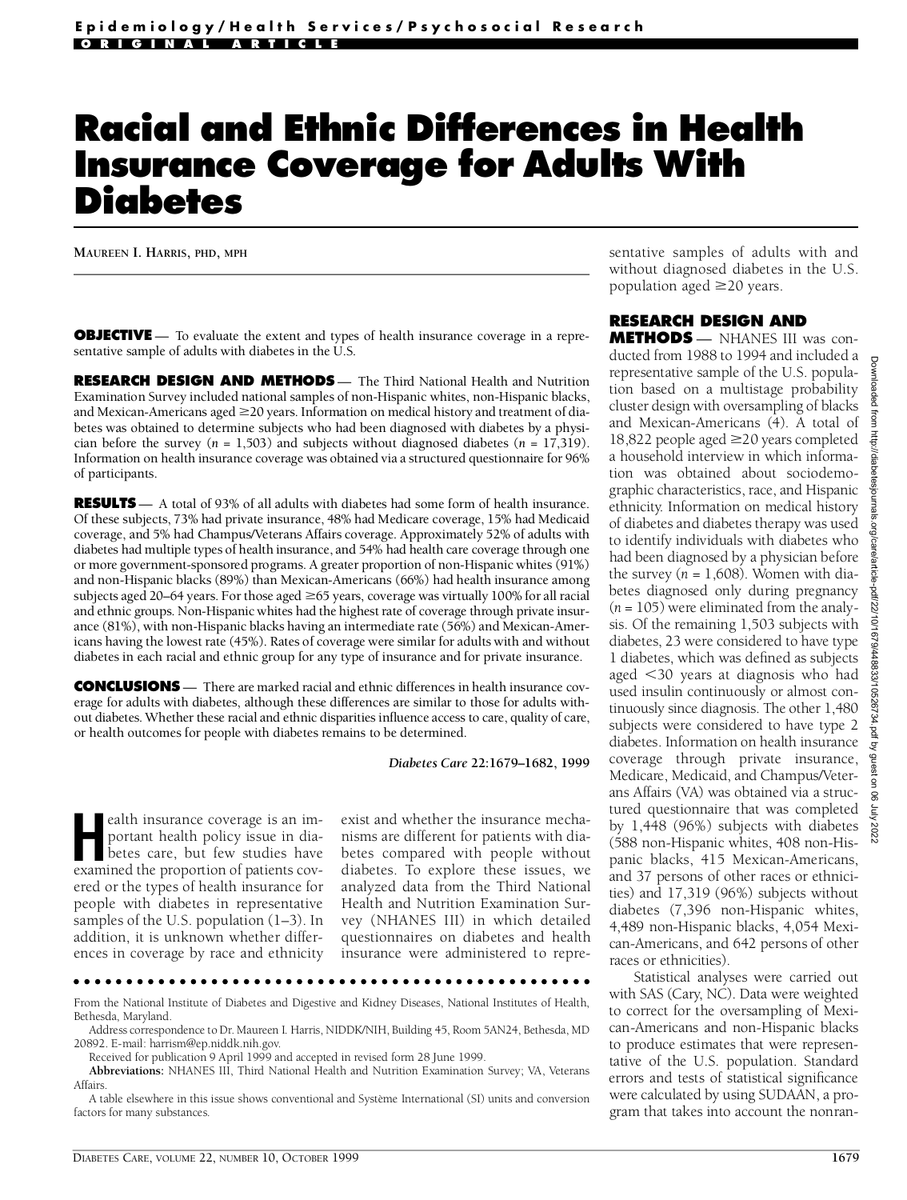# Racial and Ethnic Differences in Health Insurance Coverage for Adults With Diabetes

MAUREEN I. HARRIS, PHD, MPH

**OBJECTIVE** — To evaluate the extent and types of health insurance coverage in a representative sample of adults with diabetes in the U.S.

**RESEARCH DESIGN AND METHODS** — The Third National Health and Nutrition Examination Survey included national samples of non-Hispanic whites, non-Hispanic blacks, and Mexican-Americans aged ≥20 years. Information on medical history and treatment of diabetes was obtained to determine subjects who had been diagnosed with diabetes by a physician before the survey ($n$ = 1,503) and subjects without diagnosed diabetes ($n$ = 17,319). Information on health insurance coverage was obtained via a structured questionnaire for 96% of participants.

**RESULTS** — A total of 93% of all adults with diabetes had some form of health insurance. Of these subjects, 73% had private insurance, 48% had Medicare coverage, 15% had Medicaid coverage, and 5% had Champus/Veterans Affairs coverage. Approximately 52% of adults with diabetes had multiple types of health insurance, and 54% had health care coverage through one or more government-sponsored programs. A greater proportion of non-Hispanic whites (91%) and non-Hispanic blacks (89%) than Mexican-Americans (66%) had health insurance among subjects aged 20–64 years. For those aged ≥65 years, coverage was virtually 100% for all racial and ethnic groups. Non-Hispanic whites had the highest rate of coverage through private insurance (81%), with non-Hispanic blacks having an intermediate rate (56%) and Mexican-Americans having the lowest rate (45%). Rates of coverage were similar for adults with and without diabetes in each racial and ethnic group for any type of insurance and for private insurance.

**CONCLUSIONS** — There are marked racial and ethnic differences in health insurance coverage for adults with diabetes, although these differences are similar to those for adults without diabetes. Whether these racial and ethnic disparities influence access to care, quality of care, or health outcomes for people with diabetes remains to be determined.

*Diabetes Care* 22:1679–1682, 1999

Health insurance coverage is an important health policy issue in diabetes care, but few studies have examined the proportion of patients covered or the types of health insurance for people with diabetes in representative samples of the U.S. population (1–3). In addition, it is unknown whether differences in coverage by race and ethnicity exist and whether the insurance mechanisms are different for patients with diabetes compared with people without diabetes. To explore these issues, we analyzed data from the Third National Health and Nutrition Examination Survey (NHANES III) in which detailed questionnaires on diabetes and health insurance were administered to representative samples of adults with and without diagnosed diabetes in the U.S. population aged ≥20 years.

## RESEARCH DESIGN AND METHODS

NHANES III was conducted from 1988 to 1994 and included a representative sample of the U.S. population based on a multistage probability cluster design with oversampling of blacks and Mexican-Americans (4). A total of 18,822 people aged ≥20 years completed a household interview in which information was obtained about sociodemographic characteristics, race, and Hispanic ethnicity. Information on medical history of diabetes and diabetes therapy was used to identify individuals with diabetes who had been diagnosed by a physician before the survey ($n$ = 1,608). Women with diabetes diagnosed only during pregnancy ($n$ = 105) were eliminated from the analysis. Of the remaining 1,503 subjects with diabetes, 23 were considered to have type 1 diabetes, which was defined as subjects aged <30 years at diagnosis who had used insulin continuously or almost continuously since diagnosis. The other 1,480 subjects were considered to have type 2 diabetes. Information on health insurance coverage through private insurance, Medicare, Medicaid, and Champus/Veterans Affairs (VA) was obtained via a structured questionnaire that was completed by 1,448 (96%) subjects with diabetes (588 non-Hispanic whites, 408 non-Hispanic blacks, 415 Mexican-Americans, and 37 persons of other races or ethnicities) and 17,319 (96%) subjects without diabetes (7,396 non-Hispanic whites, 4,489 non-Hispanic blacks, 4,054 Mexican-Americans, and 642 persons of other races or ethnicities).

Statistical analyses were carried out with SAS (Cary, NC). Data were weighted to correct for the oversampling of Mexican-Americans and non-Hispanic blacks to produce estimates that were representative of the U.S. population. Standard errors and tests of statistical significance were calculated by using SUDAAN, a program that takes into account the nonran-

From the National Institute of Diabetes and Digestive and Kidney Diseases, National Institutes of Health, Bethesda, Maryland.

Address correspondence to Dr. Maureen I. Harris, NIDDK/NIH, Building 45, Room 5AN24, Bethesda, MD 20892. E-mail: harrism@ep.niddk.nih.gov.

Received for publication 9 April 1999 and accepted in revised form 28 June 1999.

**Abbreviations:** NHANES III, Third National Health and Nutrition Examination Survey; VA, Veterans Affairs.

A table elsewhere in this issue shows conventional and Système International (SI) units and conversion factors for many substances.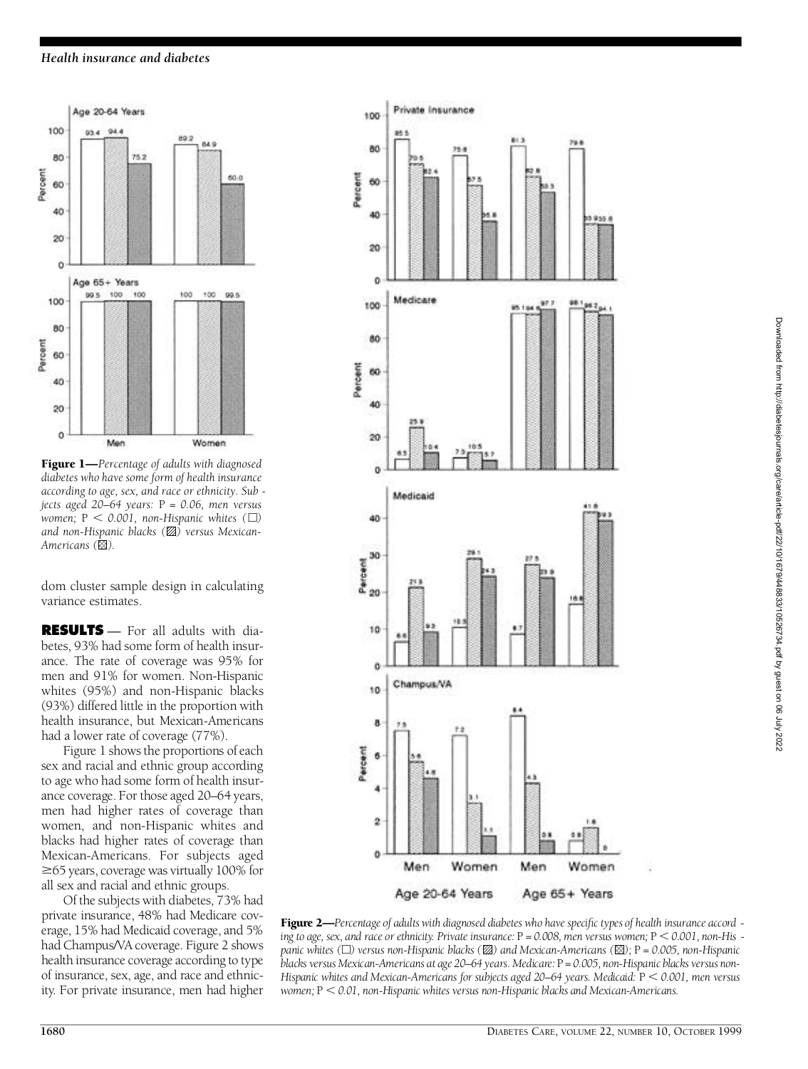dom cluster sample design in calculating variance estimates.

**RESULTS** — For all adults with diabetes, 93% had some form of health insurance. The rate of coverage was 95% for men and 91% for women. Non-Hispanic whites (95%) and non-Hispanic blacks (93%) differed little in the proportion with health insurance, but Mexican-Americans had a lower rate of coverage (77%).

Figure 1 shows the proportions of each sex and racial and ethnic group according to age who had some form of health insurance coverage. For those aged 20–64 years, men had higher rates of coverage than women, and non-Hispanic whites and blacks had higher rates of coverage than Mexican-Americans. For subjects aged ≥65 years, coverage was virtually 100% for all sex and racial and ethnic groups.

Of the subjects with diabetes, 73% had private insurance, 48% had Medicare coverage, 15% had Medicaid coverage, and 5% had Champus/VA coverage. Figure 2 shows health insurance coverage according to type of insurance, sex, age, and race and ethnicity. For private insurance, men had higher

**Figure 1**—*Percentage of adults with diagnosed diabetes who have some form of health insurance according to age, sex, and race or ethnicity. Subjects aged 20–64 years:* $P = 0.06$*, men versus women;* $P < 0.001$*, non-Hispanic whites (□) and non-Hispanic blacks (▨) versus Mexican-Americans (⊠).*

**Figure 2**—*Percentage of adults with diagnosed diabetes who have specific types of health insurance according to age, sex, and race or ethnicity. Private insurance:* $P = 0.008$*, men versus women;* $P < 0.001$*, non-Hispanic whites (□) versus non-Hispanic blacks (▨) and Mexican-Americans (⊠);* $P = 0.005$*, non-Hispanic blacks versus Mexican-Americans at age 20–64 years. Medicare:* $P = 0.005$*, non-Hispanic blacks versus non-Hispanic whites and Mexican-Americans for subjects aged 20–64 years. Medicaid:* $P < 0.001$*, men versus women;* $P < 0.01$*, non-Hispanic whites versus non-Hispanic blacks and Mexican-Americans.*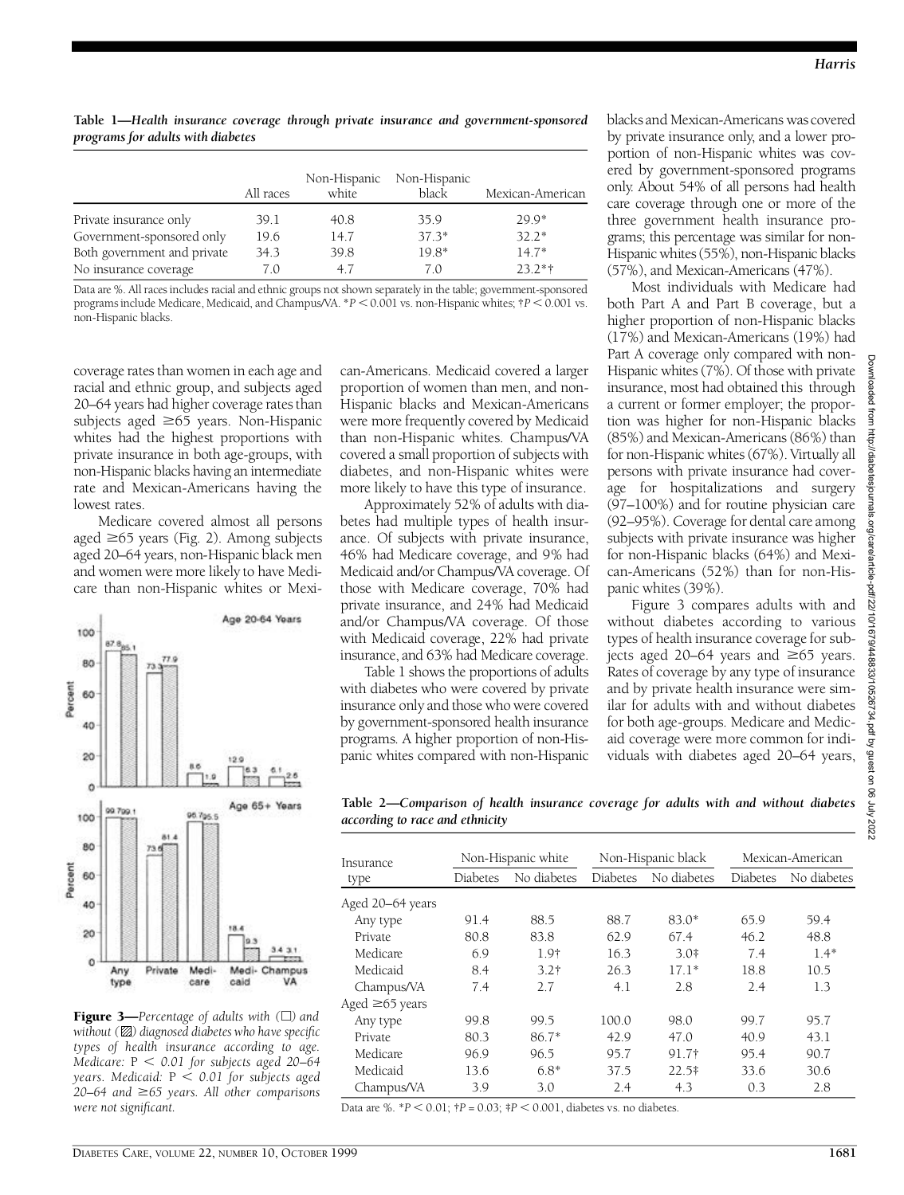**Table 1—Health insurance coverage through private insurance and government-sponsored programs for adults with diabetes**

| | All races | Non-Hispanic white | Non-Hispanic black | Mexican-American |
|---|---|---|---|---|
| Private insurance only | 39.1 | 40.8 | 35.9 | 29.9* |
| Government-sponsored only | 19.6 | 14.7 | 37.3* | 32.2* |
| Both government and private | 34.3 | 39.8 | 19.8* | 14.7* |
| No insurance coverage | 7.0 | 4.7 | 7.0 | 23.2*† |

Data are %. All races includes racial and ethnic groups not shown separately in the table; government-sponsored programs include Medicare, Medicaid, and Champus/VA. *$P < 0.001$ vs. non-Hispanic whites; †$P < 0.001$ vs. non-Hispanic blacks.

coverage rates than women in each age and racial and ethnic group, and subjects aged 20–64 years had higher coverage rates than subjects aged ≥65 years. Non-Hispanic whites had the highest proportions with private insurance in both age-groups, with non-Hispanic blacks having an intermediate rate and Mexican-Americans having the lowest rates.

Medicare covered almost all persons aged ≥65 years (Fig. 2). Among subjects aged 20–64 years, non-Hispanic black men and women were more likely to have Medicare than non-Hispanic whites or Mexican-Americans. Medicaid covered a larger proportion of women than men, and non-Hispanic blacks and Mexican-Americans were more frequently covered by Medicaid than non-Hispanic whites. Champus/VA covered a small proportion of subjects with diabetes, and non-Hispanic whites were more likely to have this type of insurance.

Approximately 52% of adults with diabetes had multiple types of health insurance. Of subjects with private insurance, 46% had Medicare coverage, and 9% had Medicaid and/or Champus/VA coverage. Of those with Medicare coverage, 70% had private insurance, and 24% had Medicaid and/or Champus/VA coverage. Of those with Medicaid coverage, 22% had private insurance, and 63% had Medicare coverage.

Table 1 shows the proportions of adults with diabetes who were covered by private insurance only and those who were covered by government-sponsored health insurance programs. A higher proportion of non-Hispanic whites compared with non-Hispanic blacks and Mexican-Americans was covered by private insurance only, and a lower proportion of non-Hispanic whites was covered by government-sponsored programs only. About 54% of all persons had health care coverage through one or more of the three government health insurance programs; this percentage was similar for non-Hispanic whites (55%), non-Hispanic blacks (57%), and Mexican-Americans (47%).

Most individuals with Medicare had both Part A and Part B coverage, but a higher proportion of non-Hispanic blacks (17%) and Mexican-Americans (19%) had Part A coverage only compared with non-Hispanic whites (7%). Of those with private insurance, most had obtained this through a current or former employer; the proportion was higher for non-Hispanic blacks (85%) and Mexican-Americans (86%) than for non-Hispanic whites (67%). Virtually all persons with private insurance had coverage for hospitalizations and surgery (97–100%) and for routine physician care (92–95%). Coverage for dental care among subjects with private insurance was higher for non-Hispanic blacks (64%) and Mexican-Americans (52%) than for non-Hispanic whites (39%).

Figure 3 compares adults with and without diabetes according to various types of health insurance coverage for subjects aged 20–64 years and ≥65 years. Rates of coverage by any type of insurance and by private health insurance were similar for adults with and without diabetes for both age-groups. Medicare and Medicaid coverage were more common for individuals with diabetes aged 20–64 years,

**Figure 3**—*Percentage of adults with (□) and without (▨) diagnosed diabetes who have specific types of health insurance according to age. Medicare: $P < 0.01$ for subjects aged 20–64 years. Medicaid: $P < 0.01$ for subjects aged 20–64 and ≥65 years. All other comparisons were not significant.*

**Table 2—Comparison of health insurance coverage for adults with and without diabetes according to race and ethnicity**

| Insurance type | Non-Hispanic white | | Non-Hispanic black | | Mexican-American | |
|---|---|---|---|---|---|---|
| | Diabetes | No diabetes | Diabetes | No diabetes | Diabetes | No diabetes |
| Aged 20–64 years | | | | | | |
| Any type | 91.4 | 88.5 | 88.7 | 83.0* | 65.9 | 59.4 |
| Private | 80.8 | 83.8 | 62.9 | 67.4 | 46.2 | 48.8 |
| Medicare | 6.9 | 1.9† | 16.3 | 3.0‡ | 7.4 | 1.4* |
| Medicaid | 8.4 | 3.2† | 26.3 | 17.1* | 18.8 | 10.5 |
| Champus/VA | 7.4 | 2.7 | 4.1 | 2.8 | 2.4 | 1.3 |
| Aged ≥65 years | | | | | | |
| Any type | 99.8 | 99.5 | 100.0 | 98.0 | 99.7 | 95.7 |
| Private | 80.3 | 86.7* | 42.9 | 47.0 | 40.9 | 43.1 |
| Medicare | 96.9 | 96.5 | 95.7 | 91.7† | 95.4 | 90.7 |
| Medicaid | 13.6 | 6.8* | 37.5 | 22.5‡ | 33.6 | 30.6 |
| Champus/VA | 3.9 | 3.0 | 2.4 | 4.3 | 0.3 | 2.8 |

Data are %. *$P < 0.01$; †$P = 0.03$; ‡$P < 0.001$, diabetes vs. no diabetes.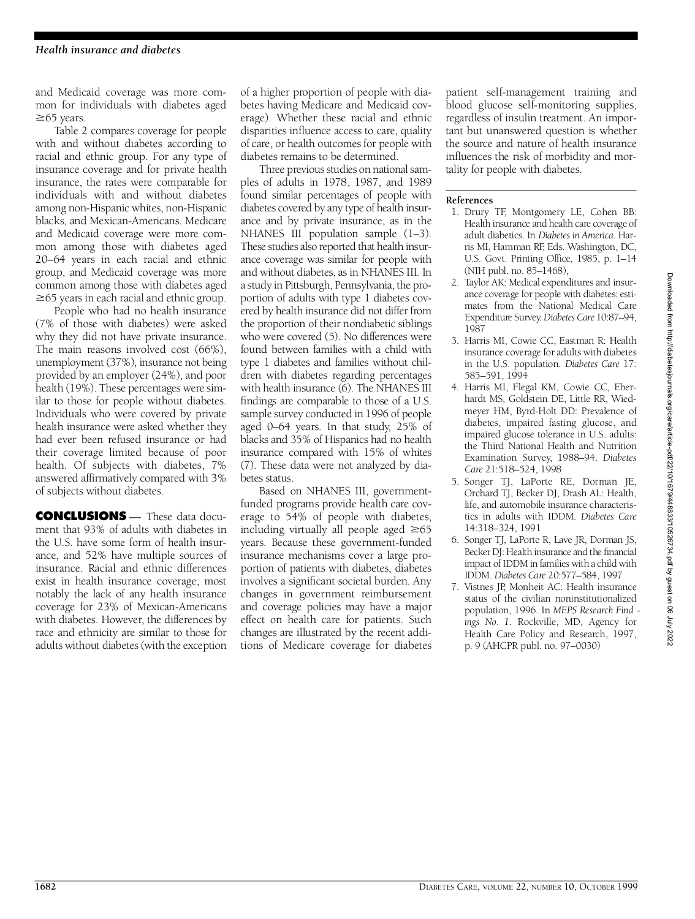and Medicaid coverage was more common for individuals with diabetes aged ≥65 years.

Table 2 compares coverage for people with and without diabetes according to racial and ethnic group. For any type of insurance coverage and for private health insurance, the rates were comparable for individuals with and without diabetes among non-Hispanic whites, non-Hispanic blacks, and Mexican-Americans. Medicare and Medicaid coverage were more common among those with diabetes aged 20–64 years in each racial and ethnic group, and Medicaid coverage was more common among those with diabetes aged ≥65 years in each racial and ethnic group.

People who had no health insurance (7% of those with diabetes) were asked why they did not have private insurance. The main reasons involved cost (66%), unemployment (37%), insurance not being provided by an employer (24%), and poor health (19%). These percentages were similar to those for people without diabetes. Individuals who were covered by private health insurance were asked whether they had ever been refused insurance or had their coverage limited because of poor health. Of subjects with diabetes, 7% answered affirmatively compared with 3% of subjects without diabetes.

**CONCLUSIONS** — These data document that 93% of adults with diabetes in the U.S. have some form of health insurance, and 52% have multiple sources of insurance. Racial and ethnic differences exist in health insurance coverage, most notably the lack of any health insurance coverage for 23% of Mexican-Americans with diabetes. However, the differences by race and ethnicity are similar to those for adults without diabetes (with the exception of a higher proportion of people with diabetes having Medicare and Medicaid coverage). Whether these racial and ethnic disparities influence access to care, quality of care, or health outcomes for people with diabetes remains to be determined.

Three previous studies on national samples of adults in 1978, 1987, and 1989 found similar percentages of people with diabetes covered by any type of health insurance and by private insurance, as in the NHANES III population sample (1–3). These studies also reported that health insurance coverage was similar for people with and without diabetes, as in NHANES III. In a study in Pittsburgh, Pennsylvania, the proportion of adults with type 1 diabetes covered by health insurance did not differ from the proportion of their nondiabetic siblings who were covered (5). No differences were found between families with a child with type 1 diabetes and families without children with diabetes regarding percentages with health insurance (6). The NHANES III findings are comparable to those of a U.S. sample survey conducted in 1996 of people aged 0–64 years. In that study, 25% of blacks and 35% of Hispanics had no health insurance compared with 15% of whites (7). These data were not analyzed by diabetes status.

Based on NHANES III, government-funded programs provide health care coverage to 54% of people with diabetes, including virtually all people aged ≥65 years. Because these government-funded insurance mechanisms cover a large proportion of patients with diabetes, diabetes involves a significant societal burden. Any changes in government reimbursement and coverage policies may have a major effect on health care for patients. Such changes are illustrated by the recent additions of Medicare coverage for diabetes patient self-management training and blood glucose self-monitoring supplies, regardless of insulin treatment. An important but unanswered question is whether the source and nature of health insurance influences the risk of morbidity and mortality for people with diabetes.

**References**

1. Drury TF, Montgomery LE, Cohen BB: Health insurance and health care coverage of adult diabetics. In *Diabetes in America*. Harris MI, Hamman RF, Eds. Washington, DC, U.S. Govt. Printing Office, 1985, p. 1–14 (NIH publ. no. 85–1468),
2. Taylor AK: Medical expenditures and insurance coverage for people with diabetes: estimates from the National Medical Care Expenditure Survey. *Diabetes Care* 10:87–94, 1987
3. Harris MI, Cowie CC, Eastman R: Health insurance coverage for adults with diabetes in the U.S. population. *Diabetes Care* 17: 585–591, 1994
4. Harris MI, Flegal KM, Cowie CC, Eberhardt MS, Goldstein DE, Little RR, Wiedmeyer HM, Byrd-Holt DD: Prevalence of diabetes, impaired fasting glucose, and impaired glucose tolerance in U.S. adults: the Third National Health and Nutrition Examination Survey, 1988–94. *Diabetes Care* 21:518–524, 1998
5. Songer TJ, LaPorte RE, Dorman JE, Orchard TJ, Becker DJ, Drash AL: Health, life, and automobile insurance characteristics in adults with IDDM. *Diabetes Care* 14:318–324, 1991
6. Songer TJ, LaPorte R, Lave JR, Dorman JS, Becker DJ: Health insurance and the financial impact of IDDM in families with a child with IDDM. *Diabetes Care* 20:577–584, 1997
7. Vistnes JP, Monheit AC: Health insurance status of the civilian noninstitutionalized population, 1996. In *MEPS Research Findings No. 1*. Rockville, MD, Agency for Health Care Policy and Research, 1997, p. 9 (AHCPR publ. no. 97–0030)